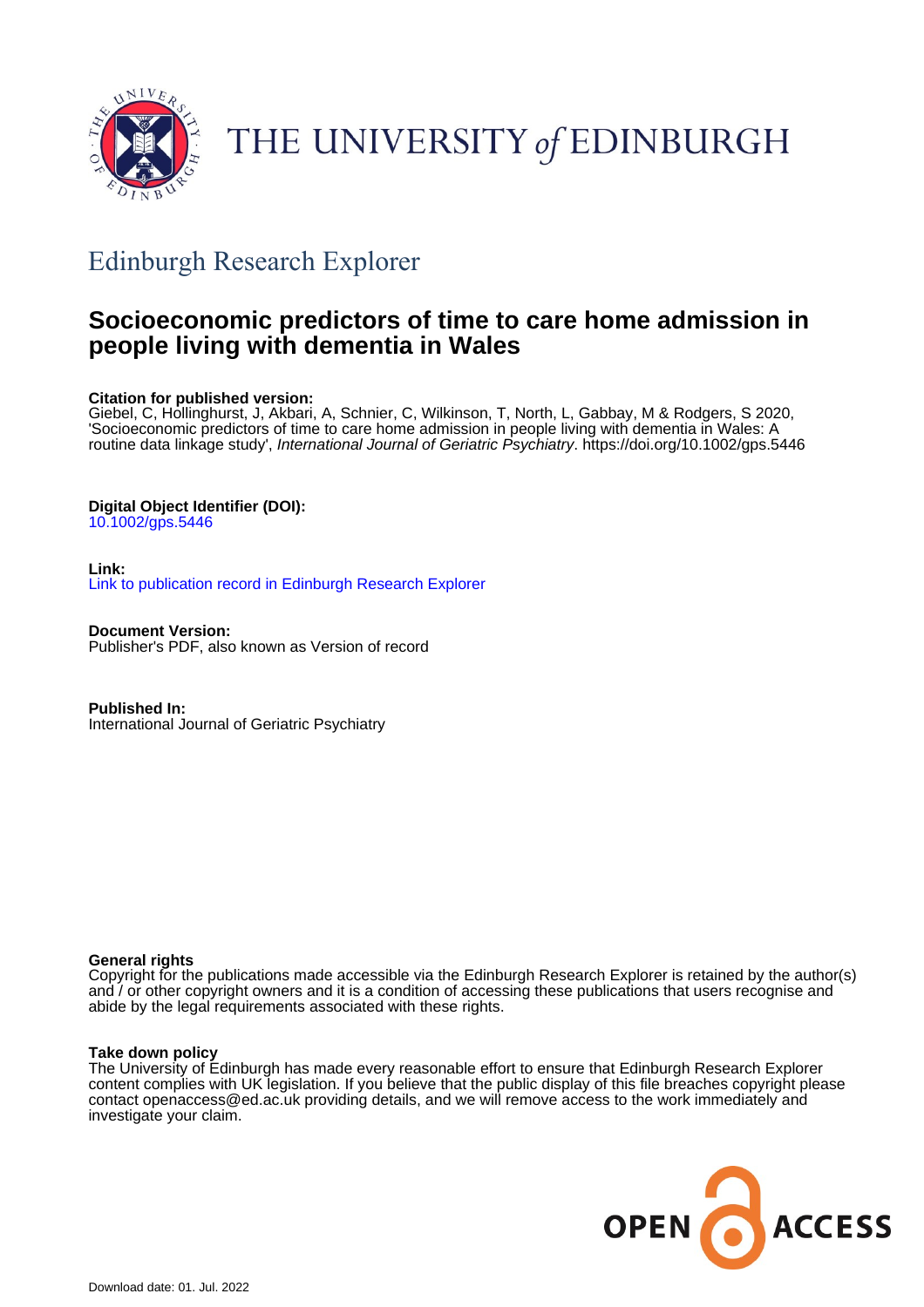THE UNIVERSITY of EDINBURGH

## Edinburgh Research Explorer

# Socioeconomic predictors of time to care home admission in people living with dementia in Wales

**Citation for published version:**
Giebel, C, Hollinghurst, J, Akbari, A, Schnier, C, Wilkinson, T, North, L, Gabbay, M & Rodgers, S 2020, 'Socioeconomic predictors of time to care home admission in people living with dementia in Wales: A routine data linkage study', *International Journal of Geriatric Psychiatry*. https://doi.org/10.1002/gps.5446

**Digital Object Identifier (DOI):**
10.1002/gps.5446

**Link:**
Link to publication record in Edinburgh Research Explorer

**Document Version:**
Publisher's PDF, also known as Version of record

**Published In:**
International Journal of Geriatric Psychiatry

**General rights**
Copyright for the publications made accessible via the Edinburgh Research Explorer is retained by the author(s) and / or other copyright owners and it is a condition of accessing these publications that users recognise and abide by the legal requirements associated with these rights.

**Take down policy**
The University of Edinburgh has made every reasonable effort to ensure that Edinburgh Research Explorer content complies with UK legislation. If you believe that the public display of this file breaches copyright please contact openaccess@ed.ac.uk providing details, and we will remove access to the work immediately and investigate your claim.

OPEN ACCESS

Download date: 01. Jul. 2022